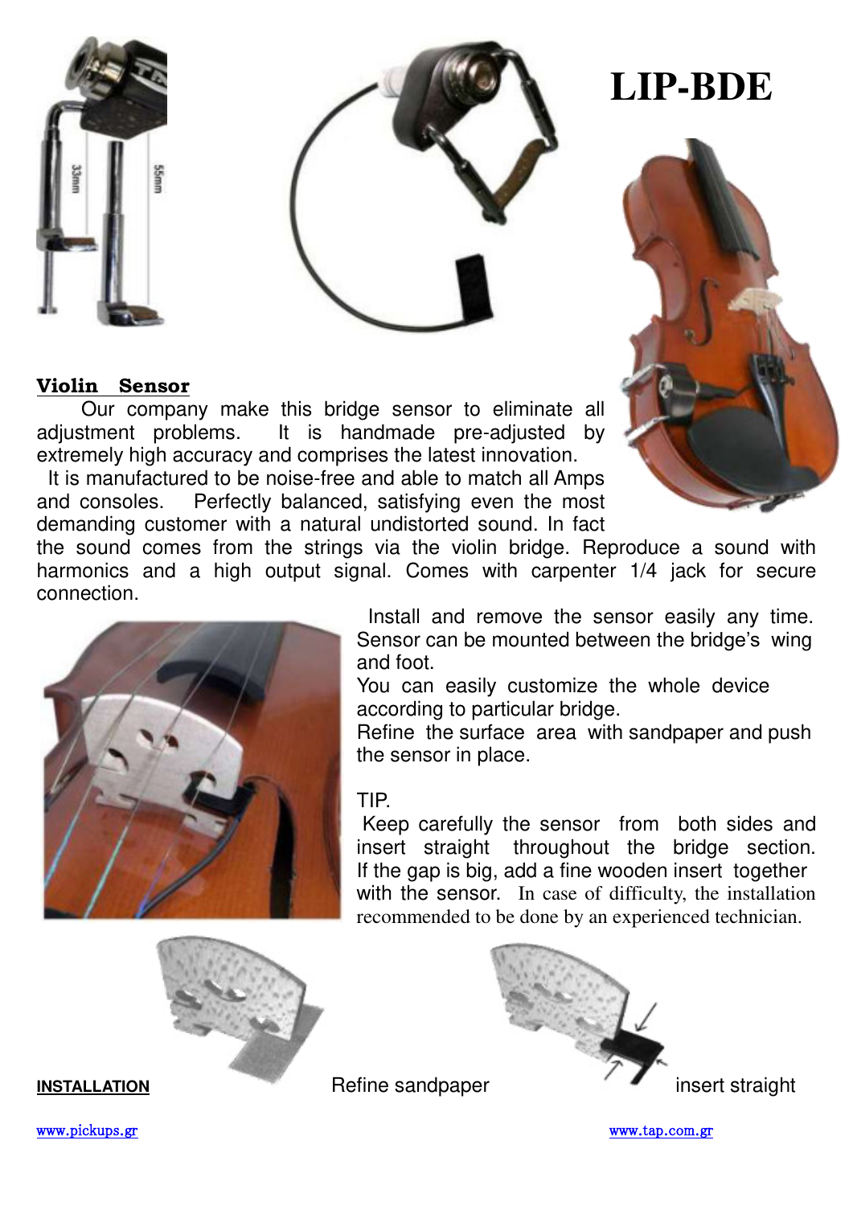# LIP-BDE

**Violin Sensor**

Our company make this bridge sensor to eliminate all adjustment problems. It is handmade pre-adjusted by extremely high accuracy and comprises the latest innovation.

It is manufactured to be noise-free and able to match all Amps and consoles. Perfectly balanced, satisfying even the most demanding customer with a natural undistorted sound. In fact the sound comes from the strings via the violin bridge. Reproduce a sound with harmonics and a high output signal. Comes with carpenter 1/4 jack for secure connection.

Install and remove the sensor easily any time. Sensor can be mounted between the bridge's wing and foot.

You can easily customize the whole device according to particular bridge.

Refine the surface area with sandpaper and push the sensor in place.

TIP.

Keep carefully the sensor from both sides and insert straight throughout the bridge section. If the gap is big, add a fine wooden insert together with the sensor. In case of difficulty, the installation recommended to be done by an experienced technician.

**INSTALLATION**

Refine sandpaper

insert straight

www.pickups.gr

www.tap.com.gr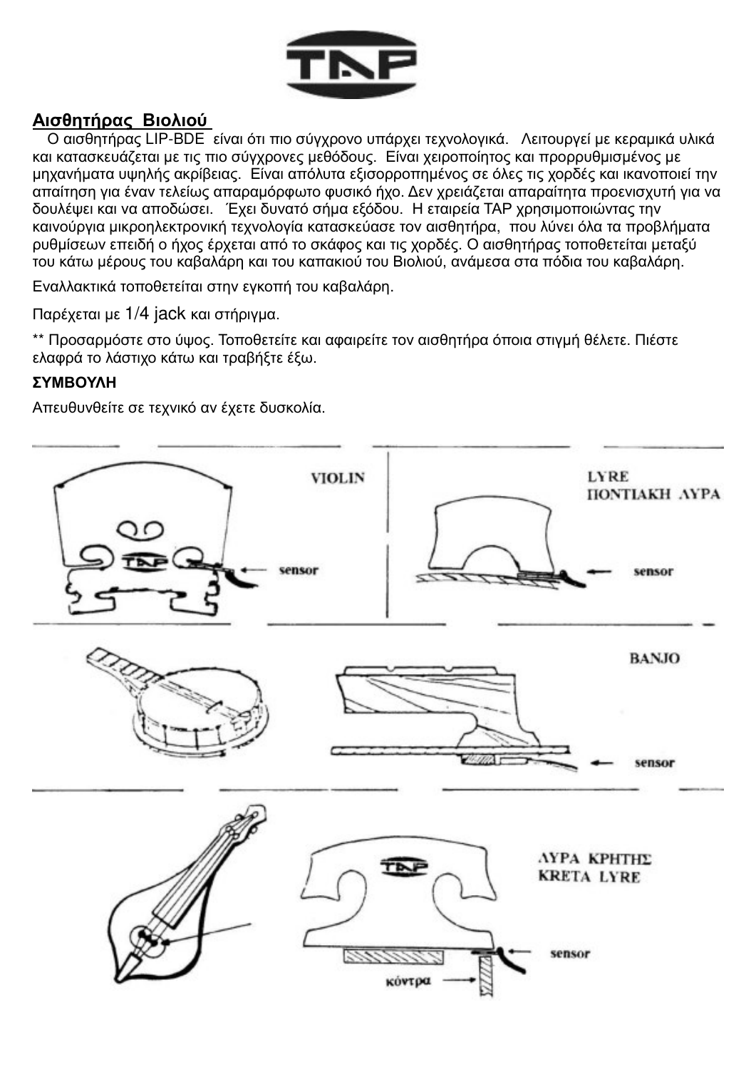## Αισθητήρας Βιολιού

Ο αισθητήρας LIP-BDE είναι ότι πιο σύγχρονο υπάρχει τεχνολογικά. Λειτουργεί με κεραμικά υλικά και κατασκευάζεται με τις πιο σύγχρονες μεθόδους. Είναι χειροποίητος και προρρυθμισμένος με μηχανήματα υψηλής ακρίβειας. Είναι απόλυτα εξισορροπημένος σε όλες τις χορδές και ικανοποιεί την απαίτηση για έναν τελείως απαραμόρφωτο φυσικό ήχο. Δεν χρειάζεται απαραίτητα προενισχυτή για να δουλέψει και να αποδώσει. Έχει δυνατό σήμα εξόδου. Η εταιρεία TAP χρησιμοποιώντας την καινούργια μικροηλεκτρονική τεχνολογία κατασκεύασε τον αισθητήρα, που λύνει όλα τα προβλήματα ρυθμίσεων επειδή ο ήχος έρχεται από το σκάφος και τις χορδές. Ο αισθητήρας τοποθετείται μεταξύ του κάτω μέρους του καβαλάρη και του καπακιού του Βιολιού, ανάμεσα στα πόδια του καβαλάρη.

Εναλλακτικά τοποθετείται στην εγκοπή του καβαλάρη.

Παρέχεται με 1/4 jack και στήριγμα.

** Προσαρμόστε στο ύψος. Τοποθετείτε και αφαιρείτε τον αισθητήρα όποια στιγμή θέλετε. Πιέστε ελαφρά το λάστιχο κάτω και τραβήξτε έξω.

**ΣΥΜΒΟΥΛΗ**

Απευθυνθείτε σε τεχνικό αν έχετε δυσκολία.

VIOLIN

sensor

LYRE
ΠΟΝΤΙΑΚΗ ΛΥΡΑ

sensor

BANJO

sensor

ΛΥΡΑ ΚΡΗΤΗΣ
KRETA LYRE

sensor

κόντρα